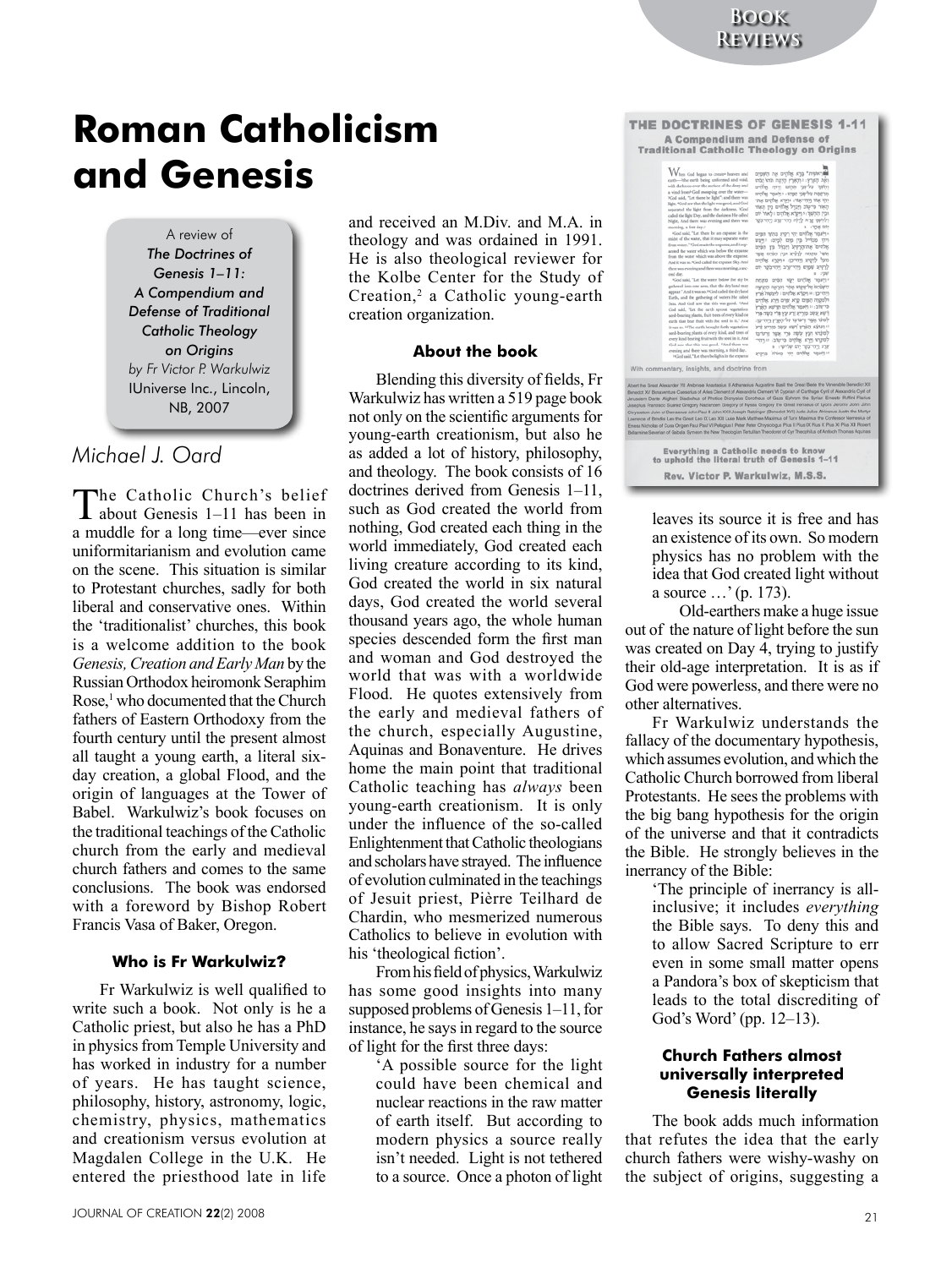# Roman Catholicism and Genesis

A review of
*The Doctrines of Genesis 1–11: A Compendium and Defense of Traditional Catholic Theology on Origins*
*by Fr Victor P. Warkulwiz*
IUniverse Inc., Lincoln, NB, 2007

*Michael J. Oard*

The Catholic Church's belief about Genesis 1–11 has been in a muddle for a long time—ever since uniformitarianism and evolution came on the scene. This situation is similar to Protestant churches, sadly for both liberal and conservative ones. Within the 'traditionalist' churches, this book is a welcome addition to the book *Genesis, Creation and Early Man* by the Russian Orthodox heiromonk Seraphim Rose,[1] who documented that the Church fathers of Eastern Orthodoxy from the fourth century until the present almost all taught a young earth, a literal six-day creation, a global Flood, and the origin of languages at the Tower of Babel. Warkulwiz's book focuses on the traditional teachings of the Catholic church from the early and medieval church fathers and comes to the same conclusions. The book was endorsed with a foreword by Bishop Robert Francis Vasa of Baker, Oregon.

#### Who is Fr Warkulwiz?

Fr Warkulwiz is well qualified to write such a book. Not only is he a Catholic priest, but also he has a PhD in physics from Temple University and has worked in industry for a number of years. He has taught science, philosophy, history, astronomy, logic, chemistry, physics, mathematics and creationism versus evolution at Magdalen College in the U.K. He entered the priesthood late in life and received an M.Div. and M.A. in theology and was ordained in 1991. He is also theological reviewer for the Kolbe Center for the Study of Creation,[2] a Catholic young-earth creation organization.

#### About the book

Blending this diversity of fields, Fr Warkulwiz has written a 519 page book not only on the scientific arguments for young-earth creationism, but also he as added a lot of history, philosophy, and theology. The book consists of 16 doctrines derived from Genesis 1–11, such as God created the world from nothing, God created each thing in the world immediately, God created each living creature according to its kind, God created the world in six natural days, God created the world several thousand years ago, the whole human species descended form the first man and woman and God destroyed the world that was with a worldwide Flood. He quotes extensively from the early and medieval fathers of the church, especially Augustine, Aquinas and Bonaventure. He drives home the main point that traditional Catholic teaching has *always* been young-earth creationism. It is only under the influence of the so-called Enlightenment that Catholic theologians and scholars have strayed. The influence of evolution culminated in the teachings of Jesuit priest, Pièrre Teilhard de Chardin, who mesmerized numerous Catholics to believe in evolution with his 'theological fiction'.

From his field of physics, Warkulwiz has some good insights into many supposed problems of Genesis 1–11, for instance, he says in regard to the source of light for the first three days:

> 'A possible source for the light could have been chemical and nuclear reactions in the raw matter of earth itself. But according to modern physics a source really isn't needed. Light is not tethered to a source. Once a photon of light leaves its source it is free and has an existence of its own. So modern physics has no problem with the idea that God created light without a source …' (p. 173).

Old-earthers make a huge issue out of the nature of light before the sun was created on Day 4, trying to justify their old-age interpretation. It is as if God were powerless, and there were no other alternatives.

Fr Warkulwiz understands the fallacy of the documentary hypothesis, which assumes evolution, and which the Catholic Church borrowed from liberal Protestants. He sees the problems with the big bang hypothesis for the origin of the universe and that it contradicts the Bible. He strongly believes in the inerrancy of the Bible:

> 'The principle of inerrancy is all-inclusive; it includes *everything* the Bible says. To deny this and to allow Sacred Scripture to err even in some small matter opens a Pandora's box of skepticism that leads to the total discrediting of God's Word' (pp. 12–13).

#### Church Fathers almost universally interpreted Genesis literally

The book adds much information that refutes the idea that the early church fathers were wishy-washy on the subject of origins, suggesting a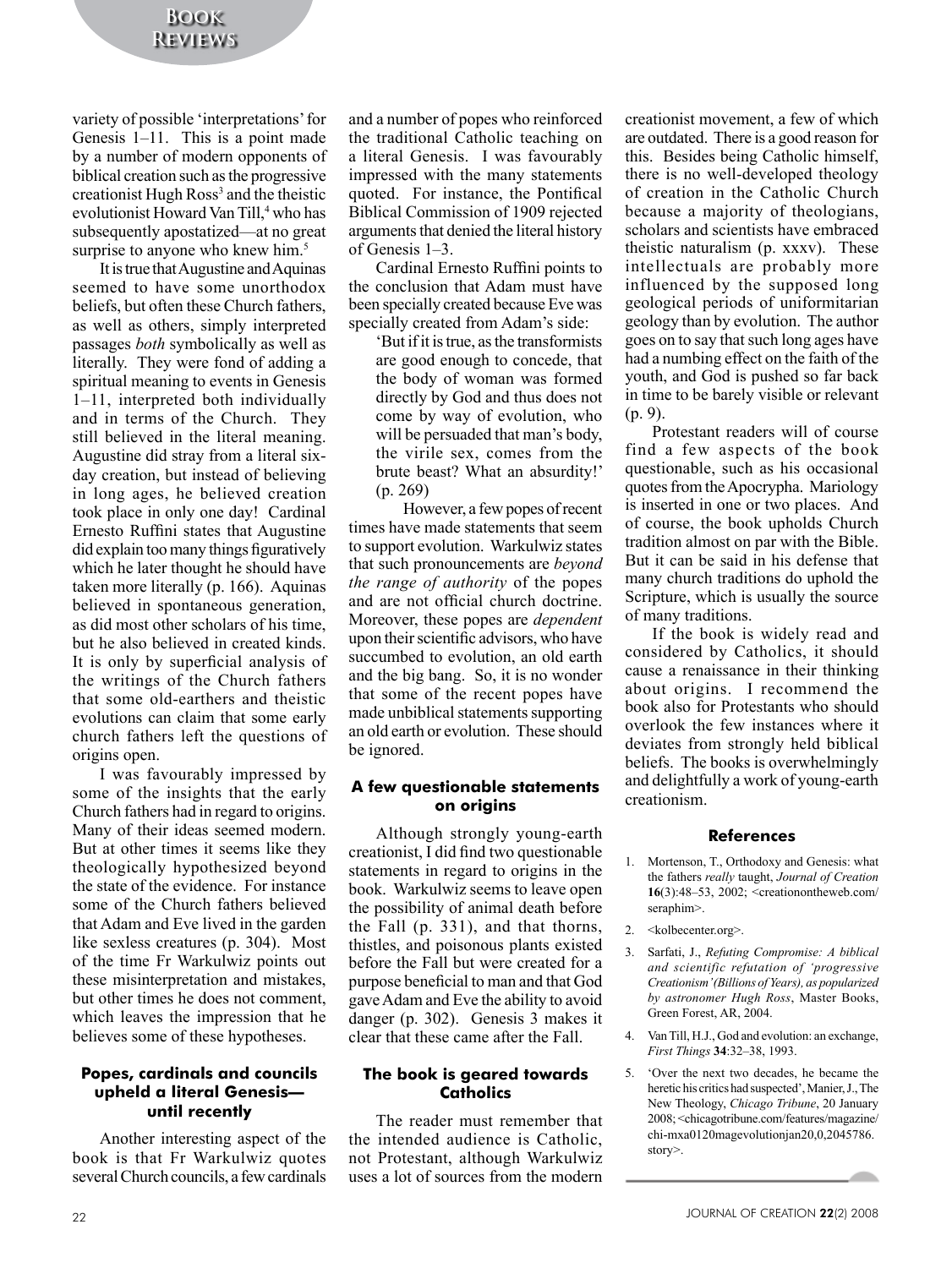variety of possible 'interpretations' for Genesis 1–11. This is a point made by a number of modern opponents of biblical creation such as the progressive creationist Hugh Ross[3] and the theistic evolutionist Howard Van Till,[4] who has subsequently apostatized—at no great surprise to anyone who knew him.[5]

It is true that Augustine and Aquinas seemed to have some unorthodox beliefs, but often these Church fathers, as well as others, simply interpreted passages *both* symbolically as well as literally. They were fond of adding a spiritual meaning to events in Genesis 1–11, interpreted both individually and in terms of the Church. They still believed in the literal meaning. Augustine did stray from a literal six-day creation, but instead of believing in long ages, he believed creation took place in only one day! Cardinal Ernesto Ruffini states that Augustine did explain too many things figuratively which he later thought he should have taken more literally (p. 166). Aquinas believed in spontaneous generation, as did most other scholars of his time, but he also believed in created kinds. It is only by superficial analysis of the writings of the Church fathers that some old-earthers and theistic evolutions can claim that some early church fathers left the questions of origins open.

I was favourably impressed by some of the insights that the early Church fathers had in regard to origins. Many of their ideas seemed modern. But at other times it seems like they theologically hypothesized beyond the state of the evidence. For instance some of the Church fathers believed that Adam and Eve lived in the garden like sexless creatures (p. 304). Most of the time Fr Warkulwiz points out these misinterpretation and mistakes, but other times he does not comment, which leaves the impression that he believes some of these hypotheses.

### Popes, cardinals and councils upheld a literal Genesis—until recently

Another interesting aspect of the book is that Fr Warkulwiz quotes several Church councils, a few cardinals and a number of popes who reinforced the traditional Catholic teaching on a literal Genesis. I was favourably impressed with the many statements quoted. For instance, the Pontifical Biblical Commission of 1909 rejected arguments that denied the literal history of Genesis 1–3.

Cardinal Ernesto Ruffini points to the conclusion that Adam must have been specially created because Eve was specially created from Adam's side:

> 'But if it is true, as the transformists are good enough to concede, that the body of woman was formed directly by God and thus does not come by way of evolution, who will be persuaded that man's body, the virile sex, comes from the brute beast? What an absurdity!' (p. 269)

However, a few popes of recent times have made statements that seem to support evolution. Warkulwiz states that such pronouncements are *beyond the range of authority* of the popes and are not official church doctrine. Moreover, these popes are *dependent* upon their scientific advisors, who have succumbed to evolution, an old earth and the big bang. So, it is no wonder that some of the recent popes have made unbiblical statements supporting an old earth or evolution. These should be ignored.

### A few questionable statements on origins

Although strongly young-earth creationist, I did find two questionable statements in regard to origins in the book. Warkulwiz seems to leave open the possibility of animal death before the Fall (p. 331), and that thorns, thistles, and poisonous plants existed before the Fall but were created for a purpose beneficial to man and that God gave Adam and Eve the ability to avoid danger (p. 302). Genesis 3 makes it clear that these came after the Fall.

### The book is geared towards Catholics

The reader must remember that the intended audience is Catholic, not Protestant, although Warkulwiz uses a lot of sources from the modern creationist movement, a few of which are outdated. There is a good reason for this. Besides being Catholic himself, there is no well-developed theology of creation in the Catholic Church because a majority of theologians, scholars and scientists have embraced theistic naturalism (p. xxxv). These intellectuals are probably more influenced by the supposed long geological periods of uniformitarian geology than by evolution. The author goes on to say that such long ages have had a numbing effect on the faith of the youth, and God is pushed so far back in time to be barely visible or relevant (p. 9).

Protestant readers will of course find a few aspects of the book questionable, such as his occasional quotes from the Apocrypha. Mariology is inserted in one or two places. And of course, the book upholds Church tradition almost on par with the Bible. But it can be said in his defense that many church traditions do uphold the Scripture, which is usually the source of many traditions.

If the book is widely read and considered by Catholics, it should cause a renaissance in their thinking about origins. I recommend the book also for Protestants who should overlook the few instances where it deviates from strongly held biblical beliefs. The books is overwhelmingly and delightfully a work of young-earth creationism.

### References

1. Mortenson, T., Orthodoxy and Genesis: what the fathers *really* taught, *Journal of Creation* **16**(3):48–53, 2002; <creationontheweb.com/seraphim>.
2. <kolbecenter.org>.
3. Sarfati, J., *Refuting Compromise: A biblical and scientific refutation of 'progressive Creationism' (Billions of Years), as popularized by astronomer Hugh Ross*, Master Books, Green Forest, AR, 2004.
4. Van Till, H.J., God and evolution: an exchange, *First Things* **34**:32–38, 1993.
5. 'Over the next two decades, he became the heretic his critics had suspected', Manier, J., The New Theology, *Chicago Tribune*, 20 January 2008; <chicagotribune.com/features/magazine/chi-mxa0120magevolutionjan20,0,2045786.story>.